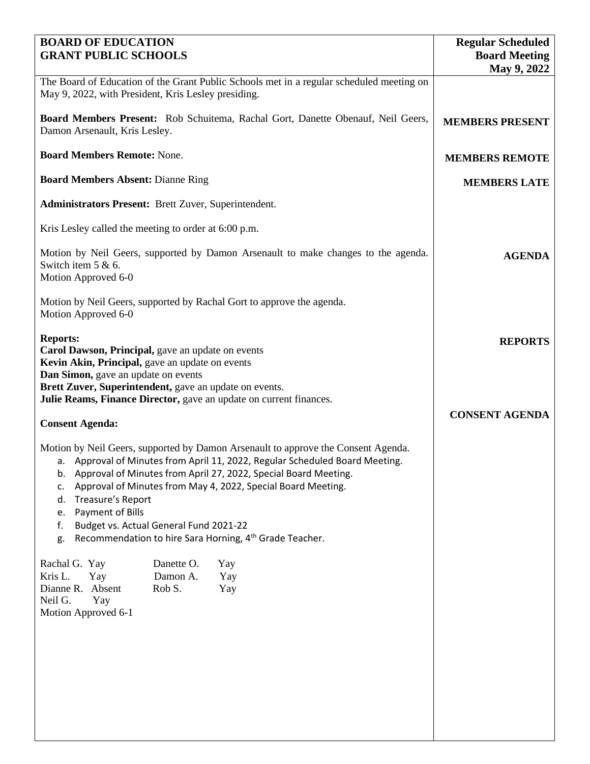| **BOARD OF EDUCATION**<br>**GRANT PUBLIC SCHOOLS** | **Regular Scheduled Board Meeting May 9, 2022** |
|---|---|

The Board of Education of the Grant Public Schools met in a regular scheduled meeting on May 9, 2022, with President, Kris Lesley presiding.

**MEMBERS PRESENT**

**Board Members Present:** Rob Schuitema, Rachal Gort, Danette Obenauf, Neil Geers, Damon Arsenault, Kris Lesley.

**MEMBERS REMOTE**

**Board Members Remote:** None.

**MEMBERS LATE**

**Board Members Absent:** Dianne Ring

**Administrators Present:** Brett Zuver, Superintendent.

Kris Lesley called the meeting to order at 6:00 p.m.

**AGENDA**

Motion by Neil Geers, supported by Damon Arsenault to make changes to the agenda. Switch item 5 & 6.
Motion Approved 6-0

Motion by Neil Geers, supported by Rachal Gort to approve the agenda.
Motion Approved 6-0

**REPORTS**

**Reports:**
**Carol Dawson, Principal,** gave an update on events
**Kevin Akin, Principal,** gave an update on events
**Dan Simon,** gave an update on events
**Brett Zuver, Superintendent,** gave an update on events.
**Julie Reams, Finance Director,** gave an update on current finances.

**CONSENT AGENDA**

**Consent Agenda:**

Motion by Neil Geers, supported by Damon Arsenault to approve the Consent Agenda.

a. Approval of Minutes from April 11, 2022, Regular Scheduled Board Meeting.
b. Approval of Minutes from April 27, 2022, Special Board Meeting.
c. Approval of Minutes from May 4, 2022, Special Board Meeting.
d. Treasure's Report
e. Payment of Bills
f. Budget vs. Actual General Fund 2021-22
g. Recommendation to hire Sara Horning, 4th Grade Teacher.

| | | | |
|---|---|---|---|
| Rachal G. | Yay | Danette O. | Yay |
| Kris L. | Yay | Damon A. | Yay |
| Dianne R. | Absent | Rob S. | Yay |
| Neil G. | Yay | | |

Motion Approved 6-1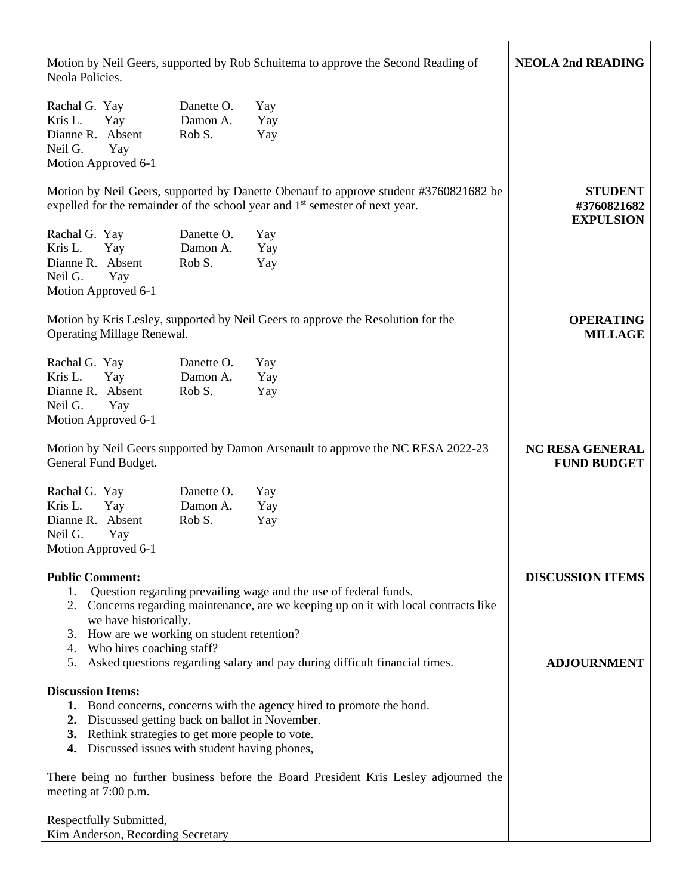| | |
|---|---|
| Motion by Neil Geers, supported by Rob Schuitema to approve the Second Reading of Neola Policies.<br><br>Rachal G. Yay Danette O. Yay<br>Kris L. Yay Damon A. Yay<br>Dianne R. Absent Rob S. Yay<br>Neil G. Yay<br>Motion Approved 6-1 | **NEOLA 2nd READING** |
| Motion by Neil Geers, supported by Danette Obenauf to approve student #3760821682 be expelled for the remainder of the school year and 1st semester of next year.<br><br>Rachal G. Yay Danette O. Yay<br>Kris L. Yay Damon A. Yay<br>Dianne R. Absent Rob S. Yay<br>Neil G. Yay<br>Motion Approved 6-1 | **STUDENT #3760821682 EXPULSION** |
| Motion by Kris Lesley, supported by Neil Geers to approve the Resolution for the Operating Millage Renewal.<br><br>Rachal G. Yay Danette O. Yay<br>Kris L. Yay Damon A. Yay<br>Dianne R. Absent Rob S. Yay<br>Neil G. Yay<br>Motion Approved 6-1 | **OPERATING MILLAGE** |
| Motion by Neil Geers supported by Damon Arsenault to approve the NC RESA 2022-23 General Fund Budget.<br><br>Rachal G. Yay Danette O. Yay<br>Kris L. Yay Damon A. Yay<br>Dianne R. Absent Rob S. Yay<br>Neil G. Yay<br>Motion Approved 6-1 | **NC RESA GENERAL FUND BUDGET** |
| **Public Comment:**<br>1. Question regarding prevailing wage and the use of federal funds.<br>2. Concerns regarding maintenance, are we keeping up on it with local contracts like we have historically.<br>3. How are we working on student retention?<br>4. Who hires coaching staff?<br>5. Asked questions regarding salary and pay during difficult financial times. | **DISCUSSION ITEMS**<br><br><br><br><br>**ADJOURNMENT** |
| **Discussion Items:**<br>**1.** Bond concerns, concerns with the agency hired to promote the bond.<br>**2.** Discussed getting back on ballot in November.<br>**3.** Rethink strategies to get more people to vote.<br>**4.** Discussed issues with student having phones,<br><br>There being no further business before the Board President Kris Lesley adjourned the meeting at 7:00 p.m.<br><br>Respectfully Submitted,<br>Kim Anderson, Recording Secretary | |